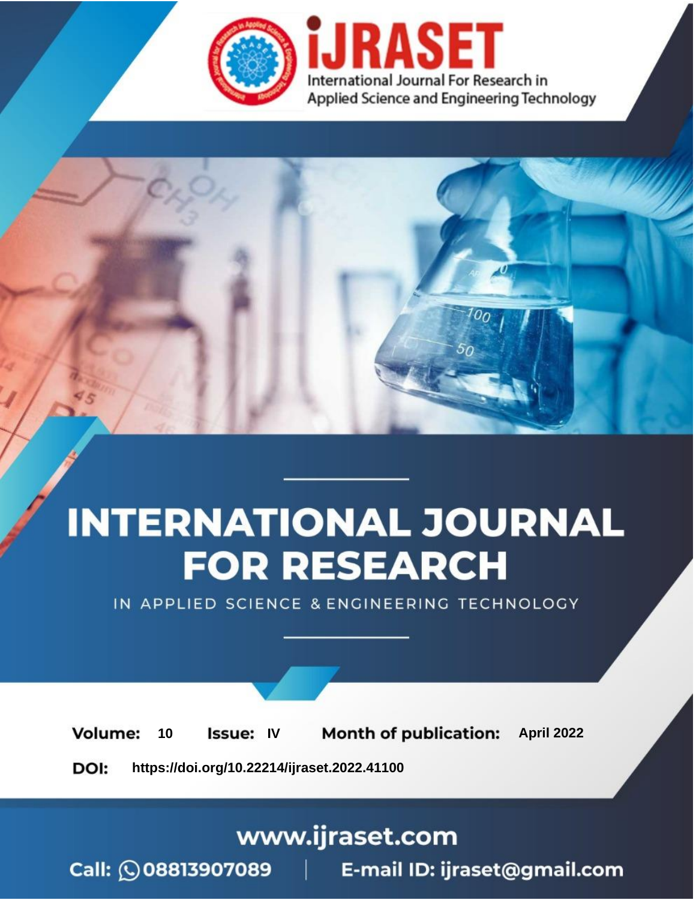# INTERNATIONAL JOURNAL FOR RESEARCH

IN APPLIED SCIENCE & ENGINEERING TECHNOLOGY

**Volume:** 10 **Issue:** IV **Month of publication:** April 2022

**DOI:** https://doi.org/10.22214/ijraset.2022.41100

www.ijraset.com

Call: 08813907089 | E-mail ID: ijraset@gmail.com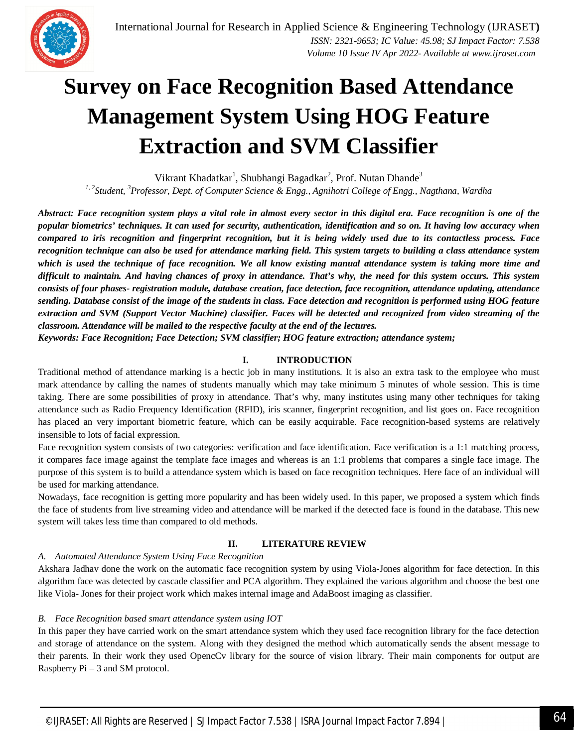# Survey on Face Recognition Based Attendance Management System Using HOG Feature Extraction and SVM Classifier

Vikrant Khadatkar[1], Shubhangi Bagadkar[2], Prof. Nutan Dhande[3]

[1, 2]*Student,* [3]*Professor, Dept. of Computer Science & Engg., Agnihotri College of Engg., Nagthana, Wardha*

***Abstract: Face recognition system plays a vital role in almost every sector in this digital era. Face recognition is one of the popular biometrics' techniques. It can used for security, authentication, identification and so on. It having low accuracy when compared to iris recognition and fingerprint recognition, but it is being widely used due to its contactless process. Face recognition technique can also be used for attendance marking field. This system targets to building a class attendance system which is used the technique of face recognition. We all know existing manual attendance system is taking more time and difficult to maintain. And having chances of proxy in attendance. That's why, the need for this system occurs. This system consists of four phases- registration module, database creation, face detection, face recognition, attendance updating, attendance sending. Database consist of the image of the students in class. Face detection and recognition is performed using HOG feature extraction and SVM (Support Vector Machine) classifier. Faces will be detected and recognized from video streaming of the classroom. Attendance will be mailed to the respective faculty at the end of the lectures.***

***Keywords: Face Recognition; Face Detection; SVM classifier; HOG feature extraction; attendance system;***

## I. INTRODUCTION

Traditional method of attendance marking is a hectic job in many institutions. It is also an extra task to the employee who must mark attendance by calling the names of students manually which may take minimum 5 minutes of whole session. This is time taking. There are some possibilities of proxy in attendance. That's why, many institutes using many other techniques for taking attendance such as Radio Frequency Identification (RFID), iris scanner, fingerprint recognition, and list goes on. Face recognition has placed an very important biometric feature, which can be easily acquirable. Face recognition-based systems are relatively insensible to lots of facial expression.

Face recognition system consists of two categories: verification and face identification. Face verification is a 1:1 matching process, it compares face image against the template face images and whereas is an 1:1 problems that compares a single face image. The purpose of this system is to build a attendance system which is based on face recognition techniques. Here face of an individual will be used for marking attendance.

Nowadays, face recognition is getting more popularity and has been widely used. In this paper, we proposed a system which finds the face of students from live streaming video and attendance will be marked if the detected face is found in the database. This new system will takes less time than compared to old methods.

## II. LITERATURE REVIEW

### *A. Automated Attendance System Using Face Recognition*

Akshara Jadhav done the work on the automatic face recognition system by using Viola-Jones algorithm for face detection. In this algorithm face was detected by cascade classifier and PCA algorithm. They explained the various algorithm and choose the best one like Viola- Jones for their project work which makes internal image and AdaBoost imaging as classifier.

### *B. Face Recognition based smart attendance system using IOT*

In this paper they have carried work on the smart attendance system which they used face recognition library for the face detection and storage of attendance on the system. Along with they designed the method which automatically sends the absent message to their parents. In their work they used OpencCv library for the source of vision library. Their main components for output are Raspberry Pi – 3 and SM protocol.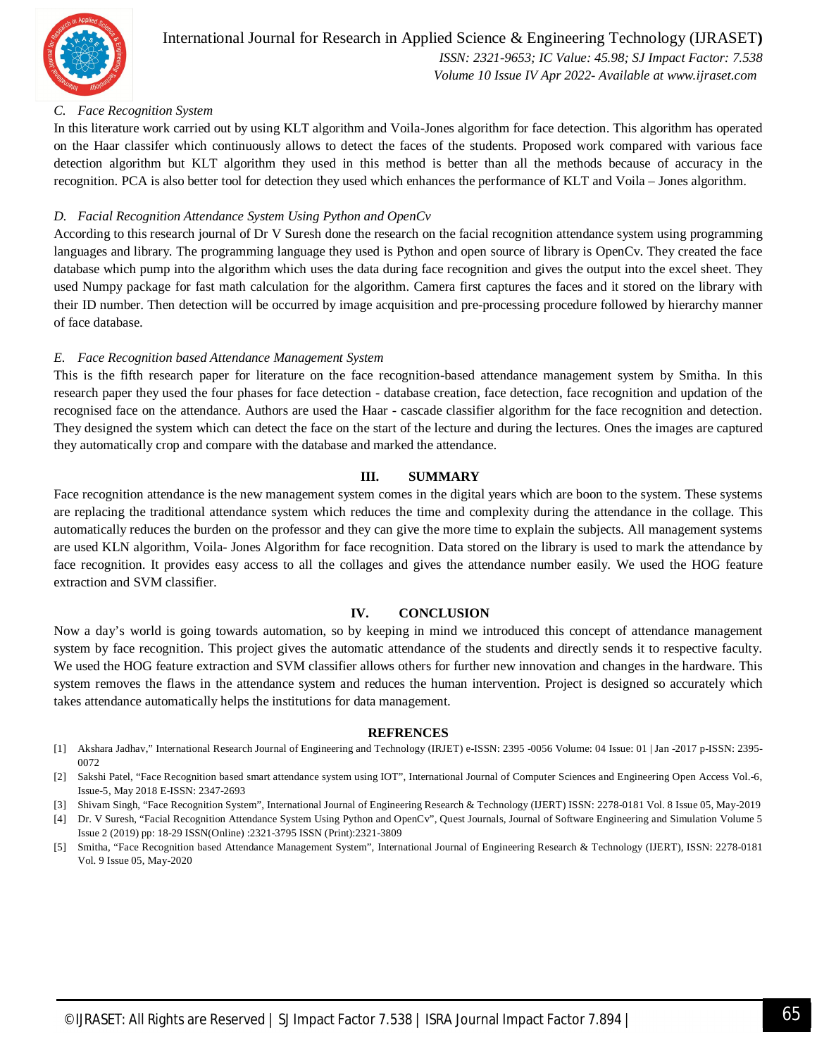### C. Face Recognition System

In this literature work carried out by using KLT algorithm and Voila-Jones algorithm for face detection. This algorithm has operated on the Haar classifer which continuously allows to detect the faces of the students. Proposed work compared with various face detection algorithm but KLT algorithm they used in this method is better than all the methods because of accuracy in the recognition. PCA is also better tool for detection they used which enhances the performance of KLT and Voila – Jones algorithm.

### D. Facial Recognition Attendance System Using Python and OpenCv

According to this research journal of Dr V Suresh done the research on the facial recognition attendance system using programming languages and library. The programming language they used is Python and open source of library is OpenCv. They created the face database which pump into the algorithm which uses the data during face recognition and gives the output into the excel sheet. They used Numpy package for fast math calculation for the algorithm. Camera first captures the faces and it stored on the library with their ID number. Then detection will be occurred by image acquisition and pre-processing procedure followed by hierarchy manner of face database.

### E. Face Recognition based Attendance Management System

This is the fifth research paper for literature on the face recognition-based attendance management system by Smitha. In this research paper they used the four phases for face detection - database creation, face detection, face recognition and updation of the recognised face on the attendance. Authors are used the Haar - cascade classifier algorithm for the face recognition and detection. They designed the system which can detect the face on the start of the lecture and during the lectures. Ones the images are captured they automatically crop and compare with the database and marked the attendance.

## III. SUMMARY

Face recognition attendance is the new management system comes in the digital years which are boon to the system. These systems are replacing the traditional attendance system which reduces the time and complexity during the attendance in the collage. This automatically reduces the burden on the professor and they can give the more time to explain the subjects. All management systems are used KLN algorithm, Voila- Jones Algorithm for face recognition. Data stored on the library is used to mark the attendance by face recognition. It provides easy access to all the collages and gives the attendance number easily. We used the HOG feature extraction and SVM classifier.

## IV. CONCLUSION

Now a day's world is going towards automation, so by keeping in mind we introduced this concept of attendance management system by face recognition. This project gives the automatic attendance of the students and directly sends it to respective faculty. We used the HOG feature extraction and SVM classifier allows others for further new innovation and changes in the hardware. This system removes the flaws in the attendance system and reduces the human intervention. Project is designed so accurately which takes attendance automatically helps the institutions for data management.

## REFRENCES

[1] Akshara Jadhav," International Research Journal of Engineering and Technology (IRJET) e-ISSN: 2395 -0056 Volume: 04 Issue: 01 | Jan -2017 p-ISSN: 2395-0072

[2] Sakshi Patel, "Face Recognition based smart attendance system using IOT", International Journal of Computer Sciences and Engineering Open Access Vol.-6, Issue-5, May 2018 E-ISSN: 2347-2693

[3] Shivam Singh, "Face Recognition System", International Journal of Engineering Research & Technology (IJERT) ISSN: 2278-0181 Vol. 8 Issue 05, May-2019

[4] Dr. V Suresh, "Facial Recognition Attendance System Using Python and OpenCv", Quest Journals, Journal of Software Engineering and Simulation Volume 5 Issue 2 (2019) pp: 18-29 ISSN(Online) :2321-3795 ISSN (Print):2321-3809

[5] Smitha, "Face Recognition based Attendance Management System", International Journal of Engineering Research & Technology (IJERT), ISSN: 2278-0181 Vol. 9 Issue 05, May-2020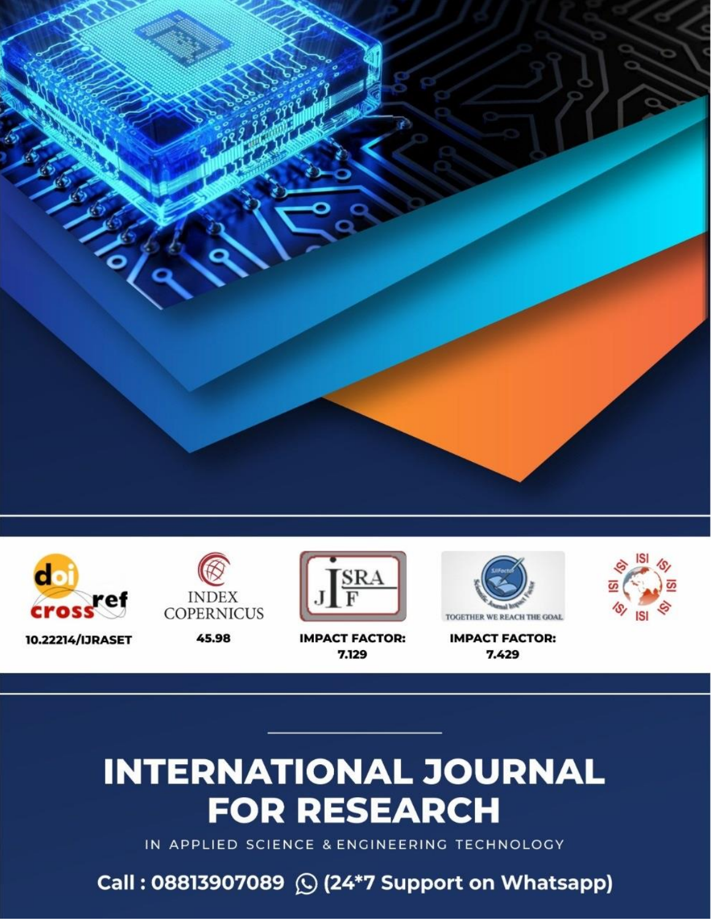10.22214/IJRASET

INDEX COPERNICUS

45.98

IMPACT FACTOR: 7.129

IMPACT FACTOR: 7.429

# INTERNATIONAL JOURNAL FOR RESEARCH

IN APPLIED SCIENCE & ENGINEERING TECHNOLOGY

Call : 08813907089 (24*7 Support on Whatsapp)